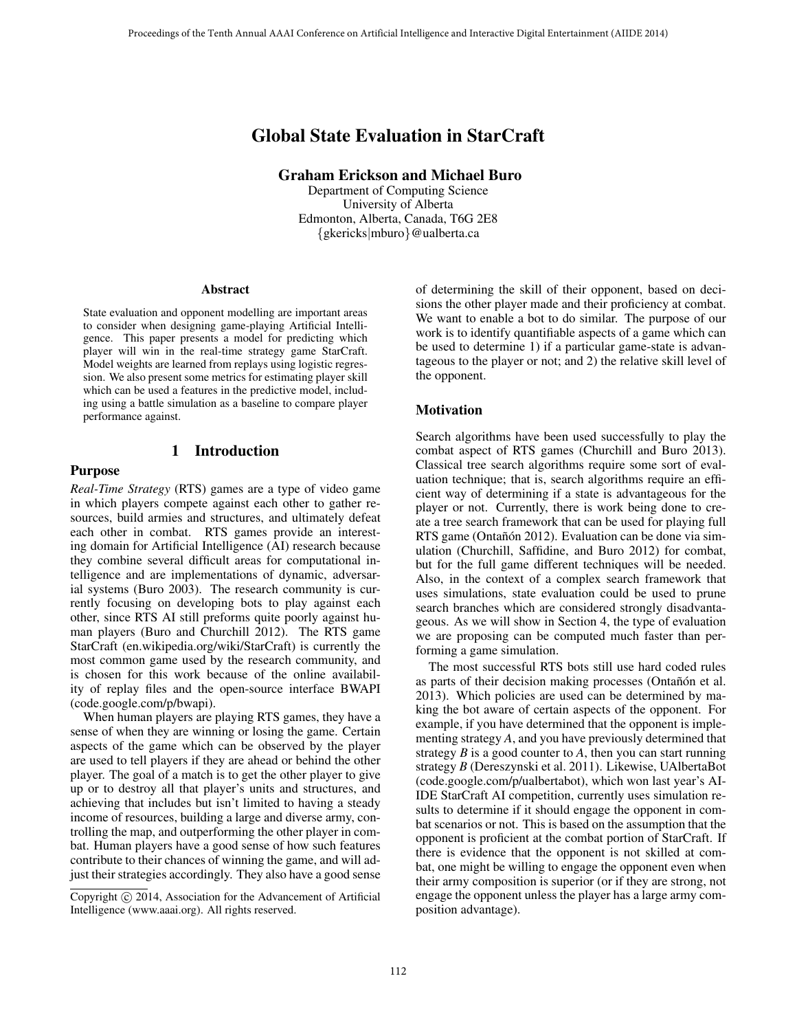# Global State Evaluation in StarCraft

**Graham Erickson and Michael Buro**
Department of Computing Science
University of Alberta
Edmonton, Alberta, Canada, T6G 2E8
{gkericks|mburo}@ualberta.ca

### Abstract

State evaluation and opponent modelling are important areas to consider when designing game-playing Artificial Intelligence. This paper presents a model for predicting which player will win in the real-time strategy game StarCraft. Model weights are learned from replays using logistic regression. We also present some metrics for estimating player skill which can be used a features in the predictive model, including using a battle simulation as a baseline to compare player performance against.

## 1 Introduction

### Purpose

*Real-Time Strategy* (RTS) games are a type of video game in which players compete against each other to gather resources, build armies and structures, and ultimately defeat each other in combat. RTS games provide an interesting domain for Artificial Intelligence (AI) research because they combine several difficult areas for computational intelligence and are implementations of dynamic, adversarial systems (Buro 2003). The research community is currently focusing on developing bots to play against each other, since RTS AI still preforms quite poorly against human players (Buro and Churchill 2012). The RTS game StarCraft (en.wikipedia.org/wiki/StarCraft) is currently the most common game used by the research community, and is chosen for this work because of the online availability of replay files and the open-source interface BWAPI (code.google.com/p/bwapi).

When human players are playing RTS games, they have a sense of when they are winning or losing the game. Certain aspects of the game which can be observed by the player are used to tell players if they are ahead or behind the other player. The goal of a match is to get the other player to give up or to destroy all that player's units and structures, and achieving that includes but isn't limited to having a steady income of resources, building a large and diverse army, controlling the map, and outperforming the other player in combat. Human players have a good sense of how such features contribute to their chances of winning the game, and will adjust their strategies accordingly. They also have a good sense of determining the skill of their opponent, based on decisions the other player made and their proficiency at combat. We want to enable a bot to do similar. The purpose of our work is to identify quantifiable aspects of a game which can be used to determine 1) if a particular game-state is advantageous to the player or not; and 2) the relative skill level of the opponent.

### Motivation

Search algorithms have been used successfully to play the combat aspect of RTS games (Churchill and Buro 2013). Classical tree search algorithms require some sort of evaluation technique; that is, search algorithms require an efficient way of determining if a state is advantageous for the player or not. Currently, there is work being done to create a tree search framework that can be used for playing full RTS game (Ontañón 2012). Evaluation can be done via simulation (Churchill, Saffidine, and Buro 2012) for combat, but for the full game different techniques will be needed. Also, in the context of a complex search framework that uses simulations, state evaluation could be used to prune search branches which are considered strongly disadvantageous. As we will show in Section 4, the type of evaluation we are proposing can be computed much faster than performing a game simulation.

The most successful RTS bots still use hard coded rules as parts of their decision making processes (Ontañón et al. 2013). Which policies are used can be determined by making the bot aware of certain aspects of the opponent. For example, if you have determined that the opponent is implementing strategy *A*, and you have previously determined that strategy *B* is a good counter to *A*, then you can start running strategy *B* (Dereszynski et al. 2011). Likewise, UAlbertaBot (code.google.com/p/ualbertabot), which won last year's AIIDE StarCraft AI competition, currently uses simulation results to determine if it should engage the opponent in combat scenarios or not. This is based on the assumption that the opponent is proficient at the combat portion of StarCraft. If there is evidence that the opponent is not skilled at combat, one might be willing to engage the opponent even when their army composition is superior (or if they are strong, not engage the opponent unless the player has a large army composition advantage).

Copyright © 2014, Association for the Advancement of Artificial Intelligence (www.aaai.org). All rights reserved.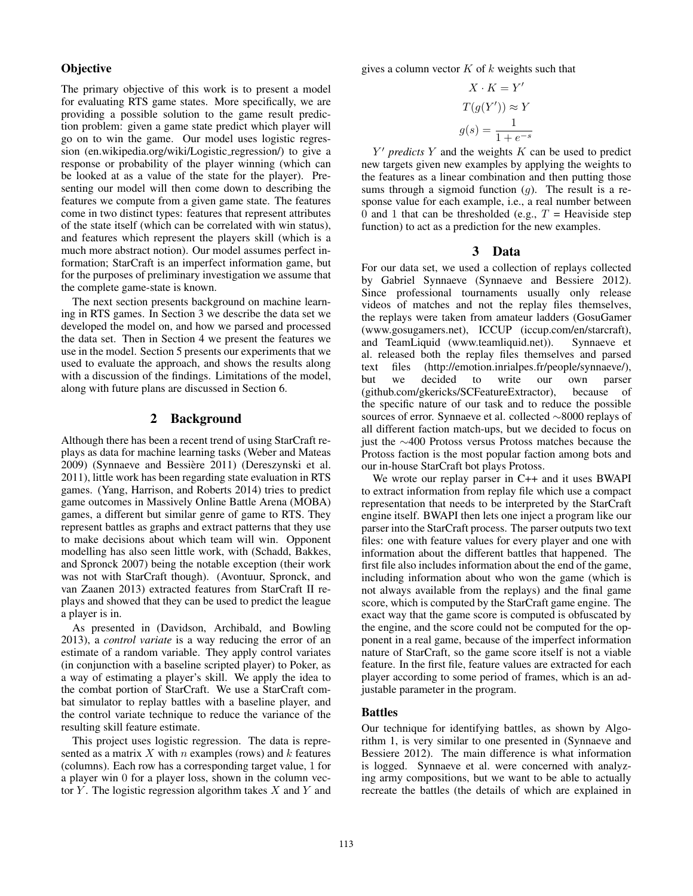### Objective

The primary objective of this work is to present a model for evaluating RTS game states. More specifically, we are providing a possible solution to the game result prediction problem: given a game state predict which player will go on to win the game. Our model uses logistic regression (en.wikipedia.org/wiki/Logistic_regression/) to give a response or probability of the player winning (which can be looked at as a value of the state for the player). Presenting our model will then come down to describing the features we compute from a given game state. The features come in two distinct types: features that represent attributes of the state itself (which can be correlated with win status), and features which represent the players skill (which is a much more abstract notion). Our model assumes perfect information; StarCraft is an imperfect information game, but for the purposes of preliminary investigation we assume that the complete game-state is known.

The next section presents background on machine learning in RTS games. In Section 3 we describe the data set we developed the model on, and how we parsed and processed the data set. Then in Section 4 we present the features we use in the model. Section 5 presents our experiments that we used to evaluate the approach, and shows the results along with a discussion of the findings. Limitations of the model, along with future plans are discussed in Section 6.

## 2 Background

Although there has been a recent trend of using StarCraft replays as data for machine learning tasks (Weber and Mateas 2009) (Synnaeve and Bessière 2011) (Dereszynski et al. 2011), little work has been regarding state evaluation in RTS games. (Yang, Harrison, and Roberts 2014) tries to predict game outcomes in Massively Online Battle Arena (MOBA) games, a different but similar genre of game to RTS. They represent battles as graphs and extract patterns that they use to make decisions about which team will win. Opponent modelling has also seen little work, with (Schadd, Bakkes, and Spronck 2007) being the notable exception (their work was not with StarCraft though). (Avontuur, Spronck, and van Zaanen 2013) extracted features from StarCraft II replays and showed that they can be used to predict the league a player is in.

As presented in (Davidson, Archibald, and Bowling 2013), a *control variate* is a way reducing the error of an estimate of a random variable. They apply control variates (in conjunction with a baseline scripted player) to Poker, as a way of estimating a player's skill. We apply the idea to the combat portion of StarCraft. We use a StarCraft combat simulator to replay battles with a baseline player, and the control variate technique to reduce the variance of the resulting skill feature estimate.

This project uses logistic regression. The data is represented as a matrix $X$ with $n$ examples (rows) and $k$ features (columns). Each row has a corresponding target value, 1 for a player win 0 for a player loss, shown in the column vector $Y$. The logistic regression algorithm takes $X$ and $Y$ and gives a column vector $K$ of $k$ weights such that

$$X \cdot K = Y'$$

$$T(g(Y')) \approx Y$$

$$g(s) = \frac{1}{1 + e^{-s}}$$

$Y'$ *predicts* $Y$ and the weights $K$ can be used to predict new targets given new examples by applying the weights to the features as a linear combination and then putting those sums through a sigmoid function ($g$). The result is a response value for each example, i.e., a real number between 0 and 1 that can be thresholded (e.g., $T$ = Heaviside step function) to act as a prediction for the new examples.

## 3 Data

For our data set, we used a collection of replays collected by Gabriel Synnaeve (Synnaeve and Bessiere 2012). Since professional tournaments usually only release videos of matches and not the replay files themselves, the replays were taken from amateur ladders (GosuGamer (www.gosugamers.net), ICCUP (iccup.com/en/starcraft), and TeamLiquid (www.teamliquid.net)). Synnaeve et al. released both the replay files themselves and parsed text files (http://emotion.inrialpes.fr/people/synnaeve/), but we decided to write our own parser (github.com/gkericks/SCFeatureExtractor), because of the specific nature of our task and to reduce the possible sources of error. Synnaeve et al. collected ∼8000 replays of all different faction match-ups, but we decided to focus on just the ∼400 Protoss versus Protoss matches because the Protoss faction is the most popular faction among bots and our in-house StarCraft bot plays Protoss.

We wrote our replay parser in C++ and it uses BWAPI to extract information from replay file which use a compact representation that needs to be interpreted by the StarCraft engine itself. BWAPI then lets one inject a program like our parser into the StarCraft process. The parser outputs two text files: one with feature values for every player and one with information about the different battles that happened. The first file also includes information about the end of the game, including information about who won the game (which is not always available from the replays) and the final game score, which is computed by the StarCraft game engine. The exact way that the game score is computed is obfuscated by the engine, and the score could not be computed for the opponent in a real game, because of the imperfect information nature of StarCraft, so the game score itself is not a viable feature. In the first file, feature values are extracted for each player according to some period of frames, which is an adjustable parameter in the program.

### Battles

Our technique for identifying battles, as shown by Algorithm 1, is very similar to one presented in (Synnaeve and Bessiere 2012). The main difference is what information is logged. Synnaeve et al. were concerned with analyzing army compositions, but we want to be able to actually recreate the battles (the details of which are explained in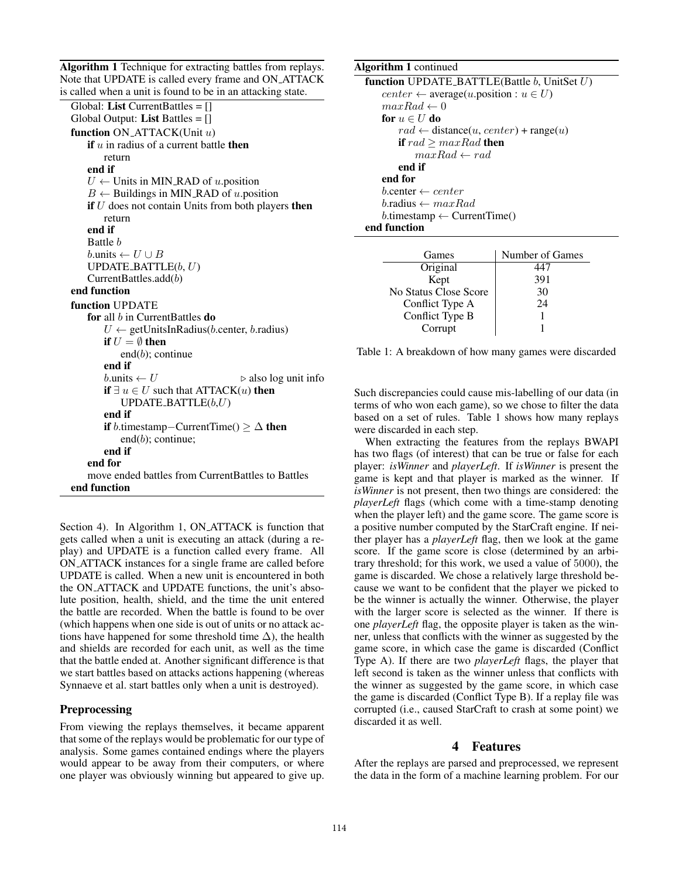**Algorithm 1** Technique for extracting battles from replays. Note that UPDATE is called every frame and ON_ATTACK is called when a unit is found to be in an attacking state.

```
Global: List CurrentBattles = []
Global Output: List Battles = []
function ON_ATTACK(Unit u)
    if u in radius of a current battle then
        return
    end if
    U ← Units in MIN_RAD of u.position
    B ← Buildings in MIN_RAD of u.position
    if U does not contain Units from both players then
        return
    end if
    Battle b
    b.units ← U ∪ B
    UPDATE_BATTLE(b, U)
    CurrentBattles.add(b)
end function
function UPDATE
    for all b in CurrentBattles do
        U ← getUnitsInRadius(b.center, b.radius)
        if U = ∅ then
            end(b); continue
        end if
        b.units ← U                         ▷ also log unit info
        if ∃ u ∈ U such that ATTACK(u) then
            UPDATE_BATTLE(b,U)
        end if
        if b.timestamp−CurrentTime() ≥ Δ then
            end(b); continue;
        end if
    end for
    move ended battles from CurrentBattles to Battles
end function
```

**Algorithm 1** continued

```
function UPDATE_BATTLE(Battle b, UnitSet U)
    center ← average(u.position : u ∈ U)
    maxRad ← 0
    for u ∈ U do
        rad ← distance(u, center) + range(u)
        if rad ≥ maxRad then
            maxRad ← rad
        end if
    end for
    b.center ← center
    b.radius ← maxRad
    b.timestamp ← CurrentTime()
end function
```

| Games | Number of Games |
|---|---|
| Original | 447 |
| Kept | 391 |
| No Status Close Score | 30 |
| Conflict Type A | 24 |
| Conflict Type B | 1 |
| Corrupt | 1 |

Table 1: A breakdown of how many games were discarded

Section 4). In Algorithm 1, ON_ATTACK is function that gets called when a unit is executing an attack (during a replay) and UPDATE is a function called every frame. All ON_ATTACK instances for a single frame are called before UPDATE is called. When a new unit is encountered in both the ON_ATTACK and UPDATE functions, the unit's absolute position, health, shield, and the time the unit entered the battle are recorded. When the battle is found to be over (which happens when one side is out of units or no attack actions have happened for some threshold time $\Delta$), the health and shields are recorded for each unit, as well as the time that the battle ended at. Another significant difference is that we start battles based on attacks actions happening (whereas Synnaeve et al. start battles only when a unit is destroyed).

### Preprocessing

From viewing the replays themselves, it became apparent that some of the replays would be problematic for our type of analysis. Some games contained endings where the players would appear to be away from their computers, or where one player was obviously winning but appeared to give up. Such discrepancies could cause mis-labelling of our data (in terms of who won each game), so we chose to filter the data based on a set of rules. Table 1 shows how many replays were discarded in each step.

When extracting the features from the replays BWAPI has two flags (of interest) that can be true or false for each player: *isWinner* and *playerLeft*. If *isWinner* is present the game is kept and that player is marked as the winner. If *isWinner* is not present, then two things are considered: the *playerLeft* flags (which come with a time-stamp denoting when the player left) and the game score. The game score is a positive number computed by the StarCraft engine. If neither player has a *playerLeft* flag, then we look at the game score. If the game score is close (determined by an arbitrary threshold; for this work, we used a value of $5000$), the game is discarded. We chose a relatively large threshold because we want to be confident that the player we picked to be the winner is actually the winner. Otherwise, the player with the larger score is selected as the winner. If there is one *playerLeft* flag, the opposite player is taken as the winner, unless that conflicts with the winner as suggested by the game score, in which case the game is discarded (Conflict Type A). If there are two *playerLeft* flags, the player that left second is taken as the winner unless that conflicts with the winner as suggested by the game score, in which case the game is discarded (Conflict Type B). If a replay file was corrupted (i.e., caused StarCraft to crash at some point) we discarded it as well.

## 4 Features

After the replays are parsed and preprocessed, we represent the data in the form of a machine learning problem. For our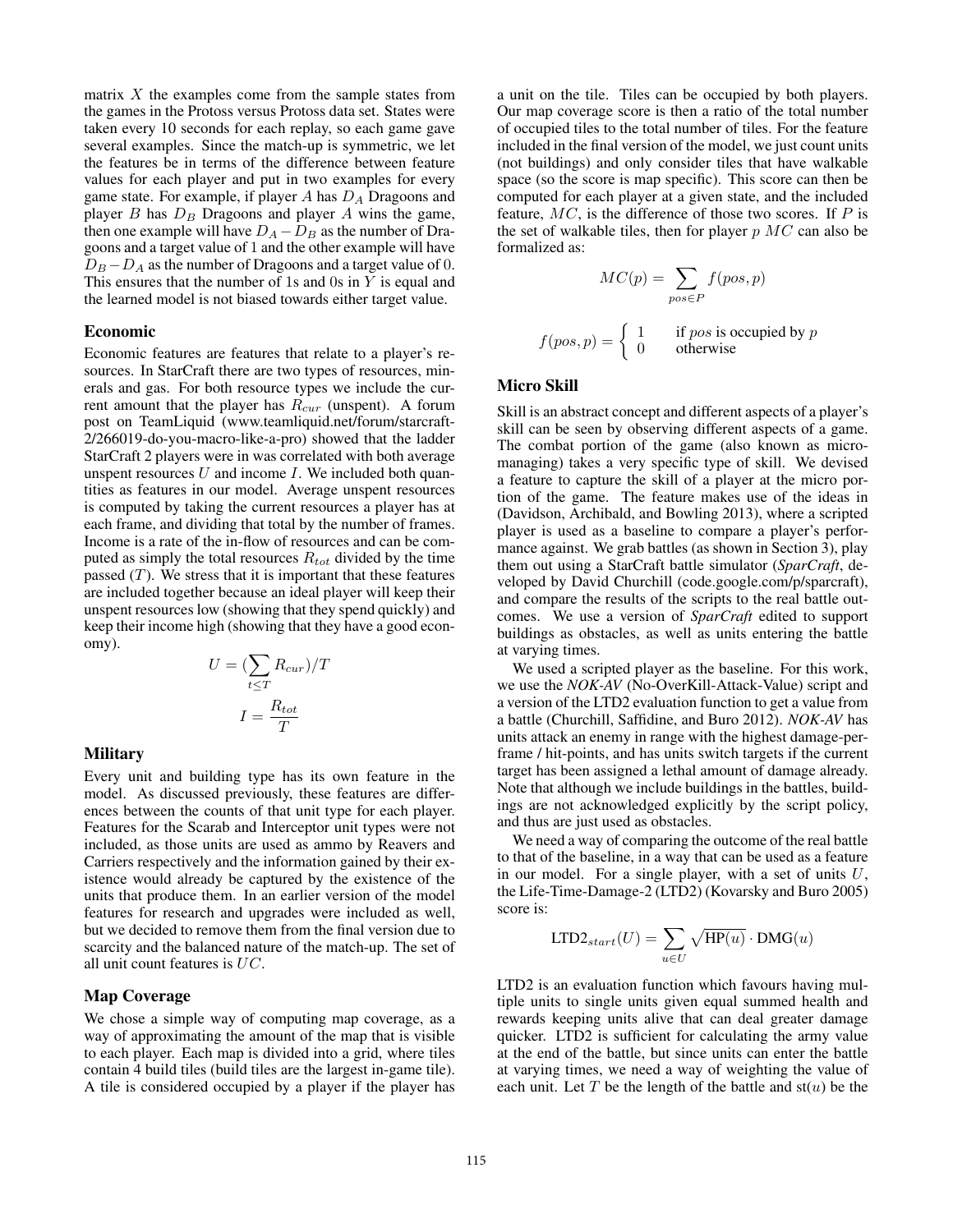matrix $X$ the examples come from the sample states from the games in the Protoss versus Protoss data set. States were taken every 10 seconds for each replay, so each game gave several examples. Since the match-up is symmetric, we let the features be in terms of the difference between feature values for each player and put in two examples for every game state. For example, if player $A$ has $D_A$ Dragoons and player $B$ has $D_B$ Dragoons and player $A$ wins the game, then one example will have $D_A - D_B$ as the number of Dragoons and a target value of 1 and the other example will have $D_B - D_A$ as the number of Dragoons and a target value of 0. This ensures that the number of 1s and 0s in $Y$ is equal and the learned model is not biased towards either target value.

### Economic

Economic features are features that relate to a player's resources. In StarCraft there are two types of resources, minerals and gas. For both resource types we include the current amount that the player has $R_{cur}$ (unspent). A forum post on TeamLiquid (www.teamliquid.net/forum/starcraft-2/266019-do-you-macro-like-a-pro) showed that the ladder StarCraft 2 players were in was correlated with both average unspent resources $U$ and income $I$. We included both quantities as features in our model. Average unspent resources is computed by taking the current resources a player has at each frame, and dividing that total by the number of frames. Income is a rate of the in-flow of resources and can be computed as simply the total resources $R_{tot}$ divided by the time passed ($T$). We stress that it is important that these features are included together because an ideal player will keep their unspent resources low (showing that they spend quickly) and keep their income high (showing that they have a good economy).

$$U = (\sum_{t \leq T} R_{cur})/T$$

$$I = \frac{R_{tot}}{T}$$

### Military

Every unit and building type has its own feature in the model. As discussed previously, these features are differences between the counts of that unit type for each player. Features for the Scarab and Interceptor unit types were not included, as those units are used as ammo by Reavers and Carriers respectively and the information gained by their existence would already be captured by the existence of the units that produce them. In an earlier version of the model features for research and upgrades were included as well, but we decided to remove them from the final version due to scarcity and the balanced nature of the match-up. The set of all unit count features is $UC$.

### Map Coverage

We chose a simple way of computing map coverage, as a way of approximating the amount of the map that is visible to each player. Each map is divided into a grid, where tiles contain 4 build tiles (build tiles are the largest in-game tile). A tile is considered occupied by a player if the player has a unit on the tile. Tiles can be occupied by both players. Our map coverage score is then a ratio of the total number of occupied tiles to the total number of tiles. For the feature included in the final version of the model, we just count units (not buildings) and only consider tiles that have walkable space (so the score is map specific). This score can then be computed for each player at a given state, and the included feature, $MC$, is the difference of those two scores. If $P$ is the set of walkable tiles, then for player $p$ $MC$ can also be formalized as:

$$MC(p) = \sum_{pos \in P} f(pos, p)$$

$$f(pos, p) = \begin{cases} 1 & \text{if } pos \text{ is occupied by } p \\ 0 & \text{otherwise} \end{cases}$$

### Micro Skill

Skill is an abstract concept and different aspects of a player's skill can be seen by observing different aspects of a game. The combat portion of the game (also known as micro-managing) takes a very specific type of skill. We devised a feature to capture the skill of a player at the micro portion of the game. The feature makes use of the ideas in (Davidson, Archibald, and Bowling 2013), where a scripted player is used as a baseline to compare a player's performance against. We grab battles (as shown in Section 3), play them out using a StarCraft battle simulator (*SparCraft*, developed by David Churchill (code.google.com/p/sparcraft), and compare the results of the scripts to the real battle outcomes. We use a version of *SparCraft* edited to support buildings as obstacles, as well as units entering the battle at varying times.

We used a scripted player as the baseline. For this work, we use the *NOK-AV* (No-OverKill-Attack-Value) script and a version of the LTD2 evaluation function to get a value from a battle (Churchill, Saffidine, and Buro 2012). *NOK-AV* has units attack an enemy in range with the highest damage-per-frame / hit-points, and has units switch targets if the current target has been assigned a lethal amount of damage already. Note that although we include buildings in the battles, buildings are not acknowledged explicitly by the script policy, and thus are just used as obstacles.

We need a way of comparing the outcome of the real battle to that of the baseline, in a way that can be used as a feature in our model. For a single player, with a set of units $U$, the Life-Time-Damage-2 (LTD2) (Kovarsky and Buro 2005) score is:

$$\text{LTD2}_{start}(U) = \sum_{u \in U} \sqrt{\text{HP}(u)} \cdot \text{DMG}(u)$$

LTD2 is an evaluation function which favours having multiple units to single units given equal summed health and rewards keeping units alive that can deal greater damage quicker. LTD2 is sufficient for calculating the army value at the end of the battle, but since units can enter the battle at varying times, we need a way of weighting the value of each unit. Let $T$ be the length of the battle and $\text{st}(u)$ be the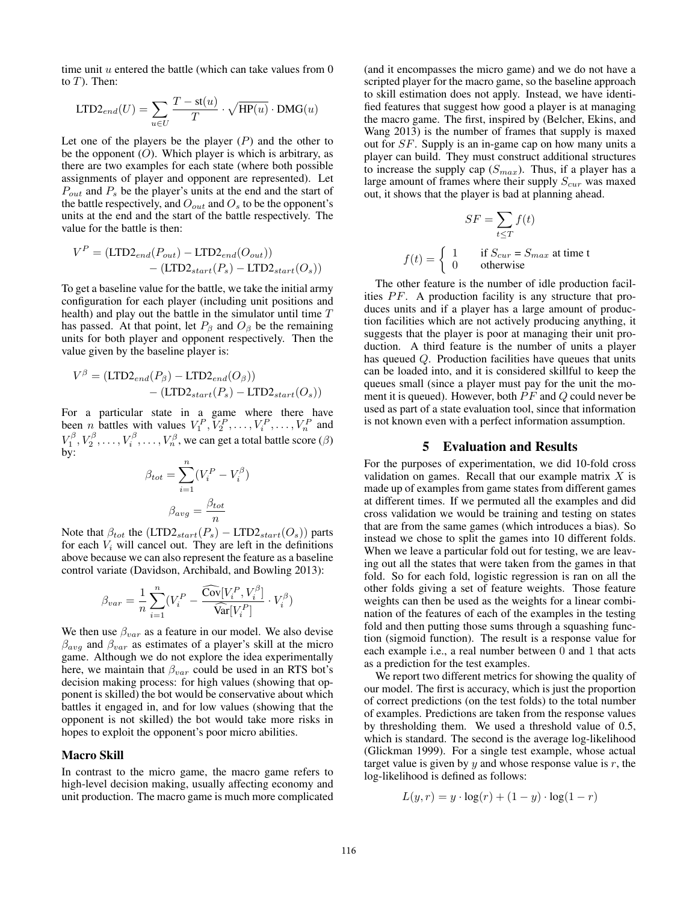time unit $u$ entered the battle (which can take values from 0 to $T$). Then:

$$\text{LTD2}_{end}(U) = \sum_{u \in U} \frac{T - \text{st}(u)}{T} \cdot \sqrt{\text{HP}(u)} \cdot \text{DMG}(u)$$

Let one of the players be the player ($P$) and the other to be the opponent ($O$). Which player is which is arbitrary, as there are two examples for each state (where both possible assignments of player and opponent are represented). Let $P_{out}$ and $P_s$ be the player's units at the end and the start of the battle respectively, and $O_{out}$ and $O_s$ to be the opponent's units at the end and the start of the battle respectively. The value for the battle is then:

$$V^P = (\text{LTD2}_{end}(P_{out}) - \text{LTD2}_{end}(O_{out})) - (\text{LTD2}_{start}(P_s) - \text{LTD2}_{start}(O_s))$$

To get a baseline value for the battle, we take the initial army configuration for each player (including unit positions and health) and play out the battle in the simulator until time $T$ has passed. At that point, let $P_\beta$ and $O_\beta$ be the remaining units for both player and opponent respectively. Then the value given by the baseline player is:

$$V^\beta = (\text{LTD2}_{end}(P_\beta) - \text{LTD2}_{end}(O_\beta)) - (\text{LTD2}_{start}(P_s) - \text{LTD2}_{start}(O_s))$$

For a particular state in a game where there have been $n$ battles with values $V_1^P, V_2^P, \ldots, V_i^P, \ldots, V_n^P$ and $V_1^\beta, V_2^\beta, \ldots, V_i^\beta, \ldots, V_n^\beta$, we can get a total battle score ($\beta$) by:

$$\beta_{tot} = \sum_{i=1}^{n} (V_i^P - V_i^\beta)$$

$$\beta_{avg} = \frac{\beta_{tot}}{n}$$

Note that $\beta_{tot}$ the $(\text{LTD2}_{start}(P_s) - \text{LTD2}_{start}(O_s))$ parts for each $V_i$ will cancel out. They are left in the definitions above because we can also represent the feature as a baseline control variate (Davidson, Archibald, and Bowling 2013):

$$\beta_{var} = \frac{1}{n} \sum_{i=1}^{n} (V_i^P - \frac{\widehat{\text{Cov}}[V_i^P, V_i^\beta]}{\widehat{\text{Var}}[V_i^P]} \cdot V_i^\beta)$$

We then use $\beta_{var}$ as a feature in our model. We also devise $\beta_{avg}$ and $\beta_{var}$ as estimates of a player's skill at the micro game. Although we do not explore the idea experimentally here, we maintain that $\beta_{var}$ could be used in an RTS bot's decision making process: for high values (showing that opponent is skilled) the bot would be conservative about which battles it engaged in, and for low values (showing that the opponent is not skilled) the bot would take more risks in hopes to exploit the opponent's poor micro abilities.

### Macro Skill

In contrast to the micro game, the macro game refers to high-level decision making, usually affecting economy and unit production. The macro game is much more complicated (and it encompasses the micro game) and we do not have a scripted player for the macro game, so the baseline approach to skill estimation does not apply. Instead, we have identified features that suggest how good a player is at managing the macro game. The first, inspired by (Belcher, Ekins, and Wang 2013) is the number of frames that supply is maxed out for $SF$. Supply is an in-game cap on how many units a player can build. They must construct additional structures to increase the supply cap ($S_{max}$). Thus, if a player has a large amount of frames where their supply $S_{cur}$ was maxed out, it shows that the player is bad at planning ahead.

$$SF = \sum_{t \leq T} f(t)$$

$$f(t) = \begin{cases} 1 & \text{if } S_{cur} = S_{max} \text{ at time t} \\ 0 & \text{otherwise} \end{cases}$$

The other feature is the number of idle production facilities $PF$. A production facility is any structure that produces units and if a player has a large amount of production facilities which are not actively producing anything, it suggests that the player is poor at managing their unit production. A third feature is the number of units a player has queued $Q$. Production facilities have queues that units can be loaded into, and it is considered skillful to keep the queues small (since a player must pay for the unit the moment it is queued). However, both $PF$ and $Q$ could never be used as part of a state evaluation tool, since that information is not known even with a perfect information assumption.

## 5 Evaluation and Results

For the purposes of experimentation, we did 10-fold cross validation on games. Recall that our example matrix $X$ is made up of examples from game states from different games at different times. If we permuted all the examples and did cross validation we would be training and testing on states that are from the same games (which introduces a bias). So instead we chose to split the games into 10 different folds. When we leave a particular fold out for testing, we are leaving out all the states that were taken from the games in that fold. So for each fold, logistic regression is ran on all the other folds giving a set of feature weights. Those feature weights can then be used as the weights for a linear combination of the features of each of the examples in the testing fold and then putting those sums through a squashing function (sigmoid function). The result is a response value for each example i.e., a real number between 0 and 1 that acts as a prediction for the test examples.

We report two different metrics for showing the quality of our model. The first is accuracy, which is just the proportion of correct predictions (on the test folds) to the total number of examples. Predictions are taken from the response values by thresholding them. We used a threshold value of 0.5, which is standard. The second is the average log-likelihood (Glickman 1999). For a single test example, whose actual target value is given by $y$ and whose response value is $r$, the log-likelihood is defined as follows:

$$L(y, r) = y \cdot \log(r) + (1 - y) \cdot \log(1 - r)$$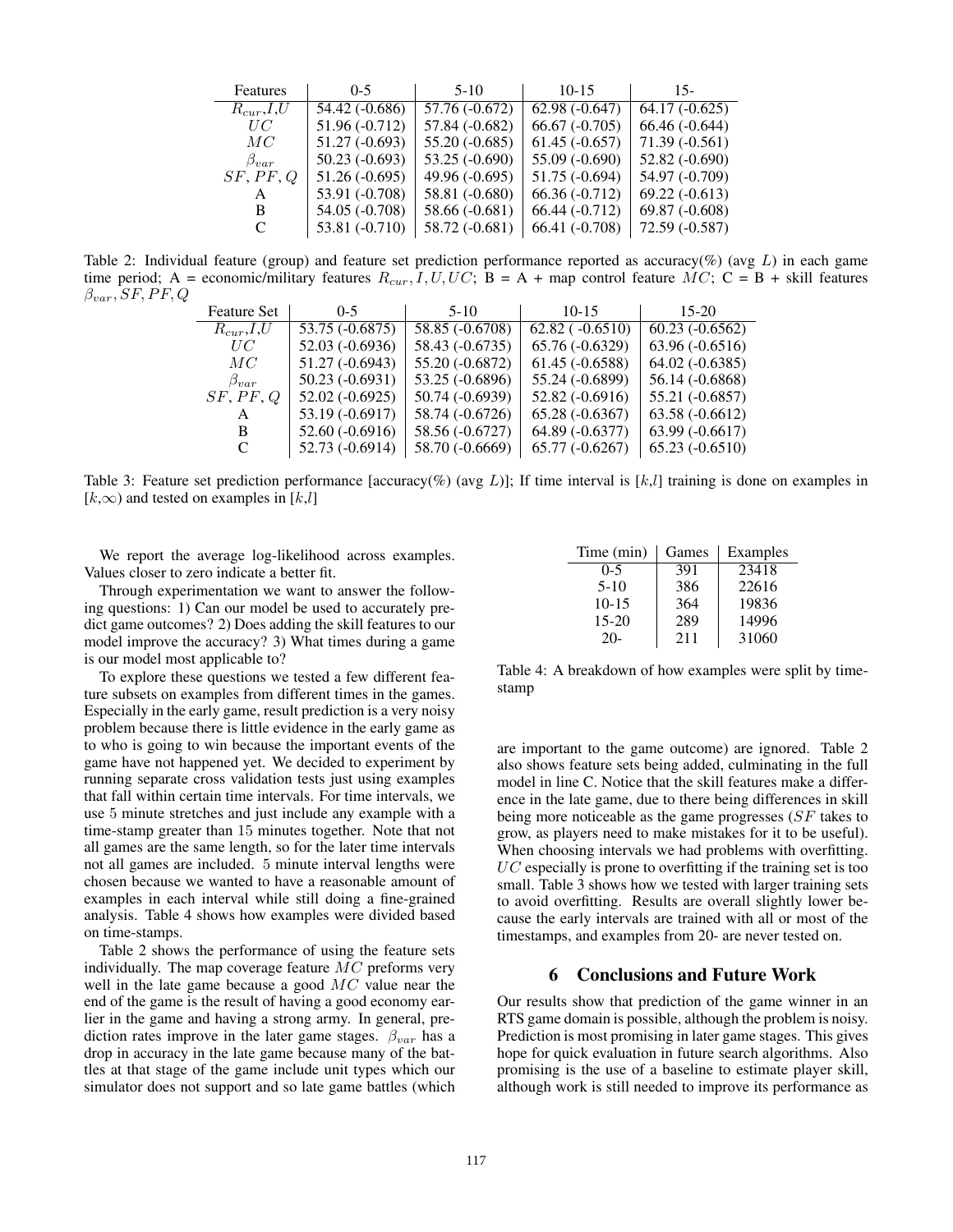| Features | 0-5 | 5-10 | 10-15 | 15- |
|---|---|---|---|---|
| $R_{cur}$,$I$,$U$ | 54.42 (-0.686) | 57.76 (-0.672) | 62.98 (-0.647) | 64.17 (-0.625) |
| $UC$ | 51.96 (-0.712) | 57.84 (-0.682) | 66.67 (-0.705) | 66.46 (-0.644) |
| $MC$ | 51.27 (-0.693) | 55.20 (-0.685) | 61.45 (-0.657) | 71.39 (-0.561) |
| $\beta_{var}$ | 50.23 (-0.693) | 53.25 (-0.690) | 55.09 (-0.690) | 52.82 (-0.690) |
| $SF, PF, Q$ | 51.26 (-0.695) | 49.96 (-0.695) | 51.75 (-0.694) | 54.97 (-0.709) |
| A | 53.91 (-0.708) | 58.81 (-0.680) | 66.36 (-0.712) | 69.22 (-0.613) |
| B | 54.05 (-0.708) | 58.66 (-0.681) | 66.44 (-0.712) | 69.87 (-0.608) |
| C | 53.81 (-0.710) | 58.72 (-0.681) | 66.41 (-0.708) | 72.59 (-0.587) |

Table 2: Individual feature (group) and feature set prediction performance reported as accuracy(%) (avg $L$) in each game time period; A = economic/military features $R_{cur}, I, U, UC$; B = A + map control feature $MC$; C = B + skill features $\beta_{var}, SF, PF, Q$

| Feature Set | 0-5 | 5-10 | 10-15 | 15-20 |
|---|---|---|---|---|
| $R_{cur}$,$I$,$U$ | 53.75 (-0.6875) | 58.85 (-0.6708) | 62.82 ( -0.6510) | 60.23 (-0.6562) |
| $UC$ | 52.03 (-0.6936) | 58.43 (-0.6735) | 65.76 (-0.6329) | 63.96 (-0.6516) |
| $MC$ | 51.27 (-0.6943) | 55.20 (-0.6872) | 61.45 (-0.6588) | 64.02 (-0.6385) |
| $\beta_{var}$ | 50.23 (-0.6931) | 53.25 (-0.6896) | 55.24 (-0.6899) | 56.14 (-0.6868) |
| $SF, PF, Q$ | 52.02 (-0.6925) | 50.74 (-0.6939) | 52.82 (-0.6916) | 55.21 (-0.6857) |
| A | 53.19 (-0.6917) | 58.74 (-0.6726) | 65.28 (-0.6367) | 63.58 (-0.6612) |
| B | 52.60 (-0.6916) | 58.56 (-0.6727) | 64.89 (-0.6377) | 63.99 (-0.6617) |
| C | 52.73 (-0.6914) | 58.70 (-0.6669) | 65.77 (-0.6267) | 65.23 (-0.6510) |

Table 3: Feature set prediction performance [accuracy(%) (avg $L$)]; If time interval is $[k,l]$ training is done on examples in $[k,\infty)$ and tested on examples in $[k,l]$

We report the average log-likelihood across examples. Values closer to zero indicate a better fit.

Through experimentation we want to answer the following questions: 1) Can our model be used to accurately predict game outcomes? 2) Does adding the skill features to our model improve the accuracy? 3) What times during a game is our model most applicable to?

To explore these questions we tested a few different feature subsets on examples from different times in the games. Especially in the early game, result prediction is a very noisy problem because there is little evidence in the early game as to who is going to win because the important events of the game have not happened yet. We decided to experiment by running separate cross validation tests just using examples that fall within certain time intervals. For time intervals, we use 5 minute stretches and just include any example with a time-stamp greater than 15 minutes together. Note that not all games are the same length, so for the later time intervals not all games are included. 5 minute interval lengths were chosen because we wanted to have a reasonable amount of examples in each interval while still doing a fine-grained analysis. Table 4 shows how examples were divided based on time-stamps.

Table 2 shows the performance of using the feature sets individually. The map coverage feature $MC$ preforms very well in the late game because a good $MC$ value near the end of the game is the result of having a good economy earlier in the game and having a strong army. In general, prediction rates improve in the later game stages. $\beta_{var}$ has a drop in accuracy in the late game because many of the battles at that stage of the game include unit types which our simulator does not support and so late game battles (which are important to the game outcome) are ignored. Table 2 also shows feature sets being added, culminating in the full model in line C. Notice that the skill features make a difference in the late game, due to there being differences in skill being more noticeable as the game progresses ($SF$ takes to grow, as players need to make mistakes for it to be useful). When choosing intervals we had problems with overfitting. $UC$ especially is prone to overfitting if the training set is too small. Table 3 shows how we tested with larger training sets to avoid overfitting. Results are overall slightly lower because the early intervals are trained with all or most of the timestamps, and examples from 20- are never tested on.

| Time (min) | Games | Examples |
|---|---|---|
| 0-5 | 391 | 23418 |
| 5-10 | 386 | 22616 |
| 10-15 | 364 | 19836 |
| 15-20 | 289 | 14996 |
| 20- | 211 | 31060 |

Table 4: A breakdown of how examples were split by timestamp

## 6 Conclusions and Future Work

Our results show that prediction of the game winner in an RTS game domain is possible, although the problem is noisy. Prediction is most promising in later game stages. This gives hope for quick evaluation in future search algorithms. Also promising is the use of a baseline to estimate player skill, although work is still needed to improve its performance as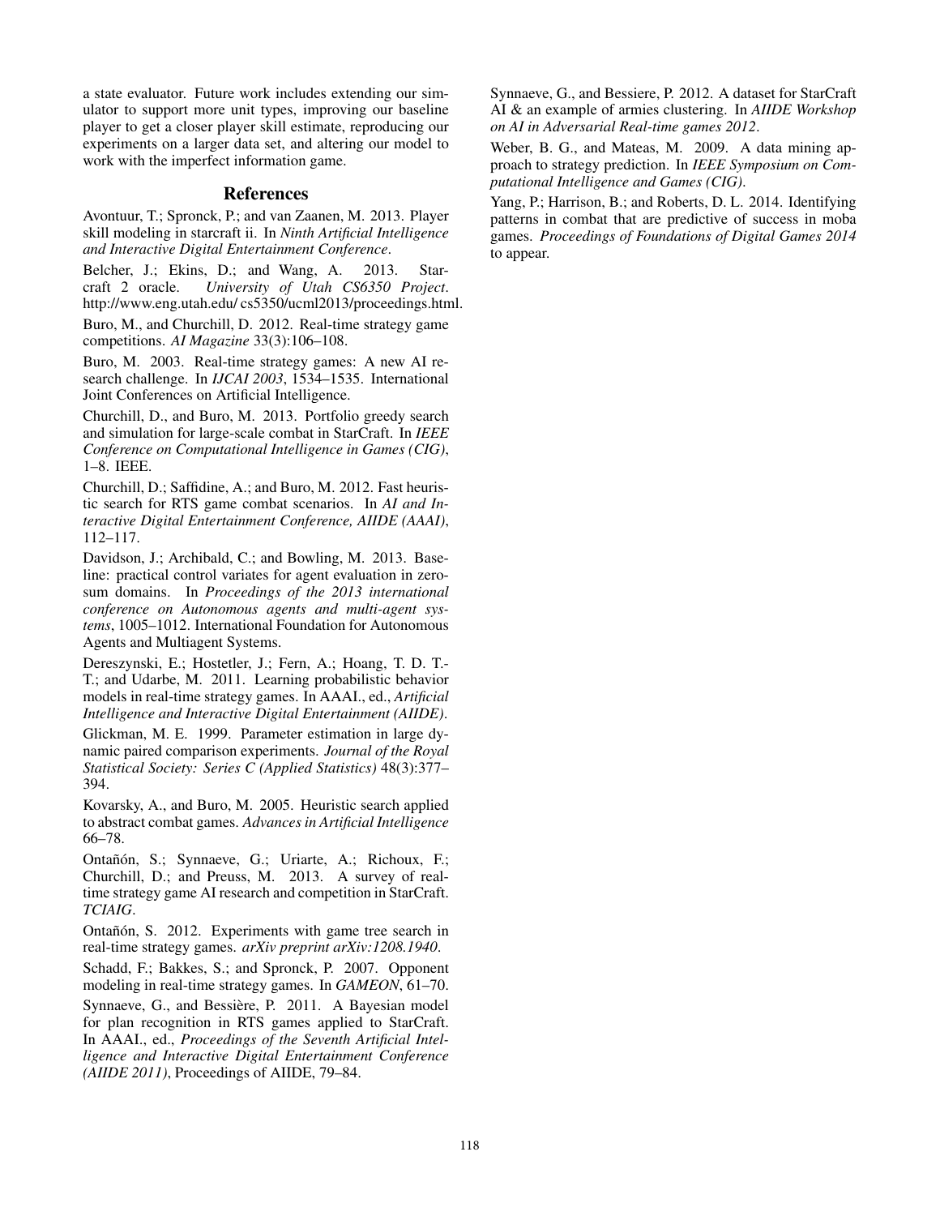a state evaluator. Future work includes extending our simulator to support more unit types, improving our baseline player to get a closer player skill estimate, reproducing our experiments on a larger data set, and altering our model to work with the imperfect information game.

## References

Avontuur, T.; Spronck, P.; and van Zaanen, M. 2013. Player skill modeling in starcraft ii. In *Ninth Artificial Intelligence and Interactive Digital Entertainment Conference*.

Belcher, J.; Ekins, D.; and Wang, A. 2013. Starcraft 2 oracle. *University of Utah CS6350 Project*. http://www.eng.utah.edu/ cs5350/ucml2013/proceedings.html.

Buro, M., and Churchill, D. 2012. Real-time strategy game competitions. *AI Magazine* 33(3):106–108.

Buro, M. 2003. Real-time strategy games: A new AI research challenge. In *IJCAI 2003*, 1534–1535. International Joint Conferences on Artificial Intelligence.

Churchill, D., and Buro, M. 2013. Portfolio greedy search and simulation for large-scale combat in StarCraft. In *IEEE Conference on Computational Intelligence in Games (CIG)*, 1–8. IEEE.

Churchill, D.; Saffidine, A.; and Buro, M. 2012. Fast heuristic search for RTS game combat scenarios. In *AI and Interactive Digital Entertainment Conference, AIIDE (AAAI)*, 112–117.

Davidson, J.; Archibald, C.; and Bowling, M. 2013. Baseline: practical control variates for agent evaluation in zero-sum domains. In *Proceedings of the 2013 international conference on Autonomous agents and multi-agent systems*, 1005–1012. International Foundation for Autonomous Agents and Multiagent Systems.

Dereszynski, E.; Hostetler, J.; Fern, A.; Hoang, T. D. T.-T.; and Udarbe, M. 2011. Learning probabilistic behavior models in real-time strategy games. In AAAI., ed., *Artificial Intelligence and Interactive Digital Entertainment (AIIDE)*.

Glickman, M. E. 1999. Parameter estimation in large dynamic paired comparison experiments. *Journal of the Royal Statistical Society: Series C (Applied Statistics)* 48(3):377–394.

Kovarsky, A., and Buro, M. 2005. Heuristic search applied to abstract combat games. *Advances in Artificial Intelligence* 66–78.

Ontañón, S.; Synnaeve, G.; Uriarte, A.; Richoux, F.; Churchill, D.; and Preuss, M. 2013. A survey of real-time strategy game AI research and competition in StarCraft. *TCIAIG*.

Ontañón, S. 2012. Experiments with game tree search in real-time strategy games. *arXiv preprint arXiv:1208.1940*.

Schadd, F.; Bakkes, S.; and Spronck, P. 2007. Opponent modeling in real-time strategy games. In *GAMEON*, 61–70.

Synnaeve, G., and Bessière, P. 2011. A Bayesian model for plan recognition in RTS games applied to StarCraft. In AAAI., ed., *Proceedings of the Seventh Artificial Intelligence and Interactive Digital Entertainment Conference (AIIDE 2011)*, Proceedings of AIIDE, 79–84.

Synnaeve, G., and Bessiere, P. 2012. A dataset for StarCraft AI & an example of armies clustering. In *AIIDE Workshop on AI in Adversarial Real-time games 2012*.

Weber, B. G., and Mateas, M. 2009. A data mining approach to strategy prediction. In *IEEE Symposium on Computational Intelligence and Games (CIG)*.

Yang, P.; Harrison, B.; and Roberts, D. L. 2014. Identifying patterns in combat that are predictive of success in moba games. *Proceedings of Foundations of Digital Games 2014* to appear.